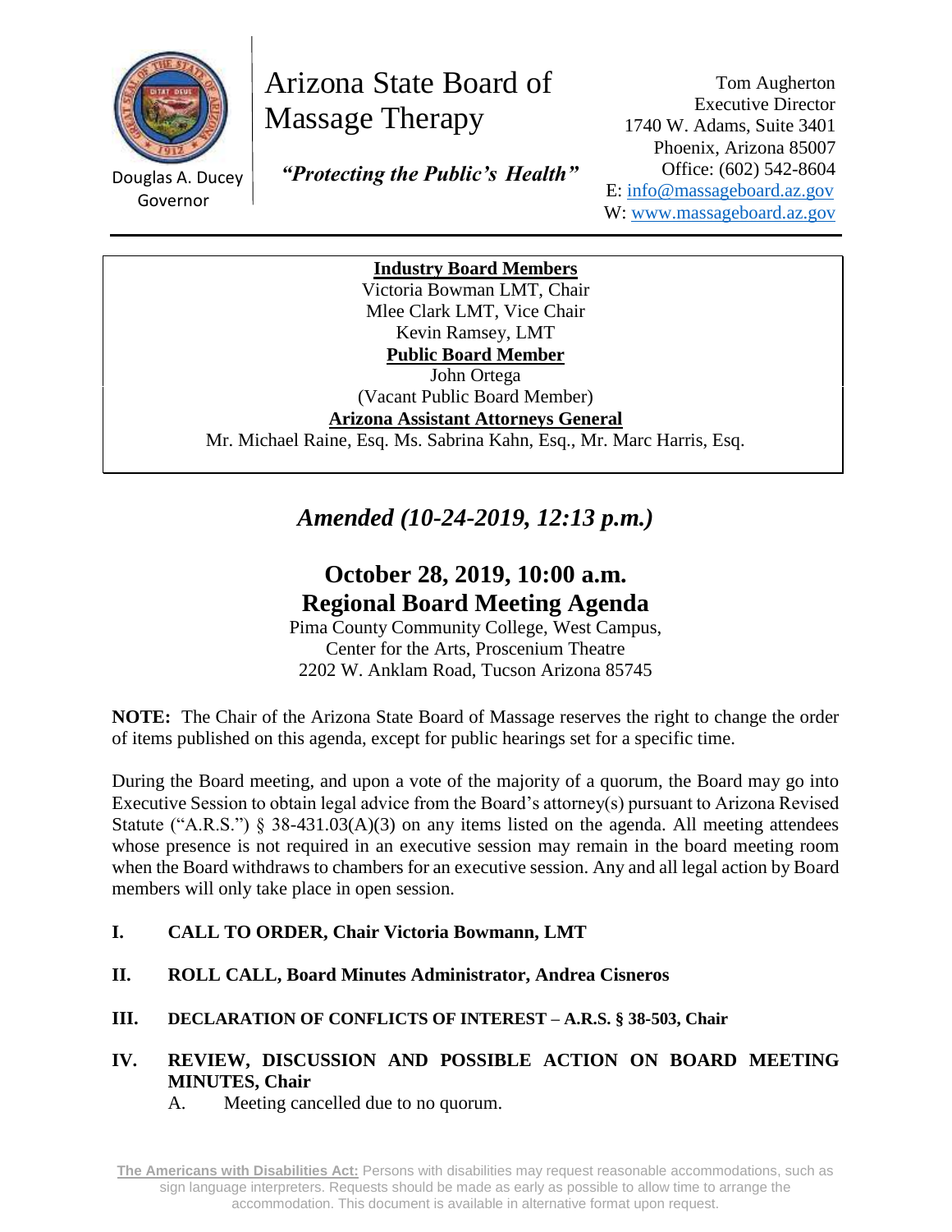Douglas A. Ducey
Governor

# Arizona State Board of Massage Therapy

*"Protecting the Public's Health"*

Tom Augherton
Executive Director
1740 W. Adams, Suite 3401
Phoenix, Arizona 85007
Office: (602) 542-8604
E: info@massageboard.az.gov
W: www.massageboard.az.gov

**Industry Board Members**
Victoria Bowman LMT, Chair
Mlee Clark LMT, Vice Chair
Kevin Ramsey, LMT
**Public Board Member**
John Ortega
(Vacant Public Board Member)
**Arizona Assistant Attorneys General**
Mr. Michael Raine, Esq. Ms. Sabrina Kahn, Esq., Mr. Marc Harris, Esq.

*Amended (10-24-2019, 12:13 p.m.)*

## October 28, 2019, 10:00 a.m.
## Regional Board Meeting Agenda

Pima County Community College, West Campus,
Center for the Arts, Proscenium Theatre
2202 W. Anklam Road, Tucson Arizona 85745

**NOTE:** The Chair of the Arizona State Board of Massage reserves the right to change the order of items published on this agenda, except for public hearings set for a specific time.

During the Board meeting, and upon a vote of the majority of a quorum, the Board may go into Executive Session to obtain legal advice from the Board's attorney(s) pursuant to Arizona Revised Statute ("A.R.S.") § 38-431.03(A)(3) on any items listed on the agenda. All meeting attendees whose presence is not required in an executive session may remain in the board meeting room when the Board withdraws to chambers for an executive session. Any and all legal action by Board members will only take place in open session.

**I. CALL TO ORDER, Chair Victoria Bowmann, LMT**

**II. ROLL CALL, Board Minutes Administrator, Andrea Cisneros**

**III. DECLARATION OF CONFLICTS OF INTEREST – A.R.S. § 38-503, Chair**

**IV. REVIEW, DISCUSSION AND POSSIBLE ACTION ON BOARD MEETING MINUTES, Chair**

A. Meeting cancelled due to no quorum.

**The Americans with Disabilities Act:** Persons with disabilities may request reasonable accommodations, such as sign language interpreters. Requests should be made as early as possible to allow time to arrange the accommodation. This document is available in alternative format upon request.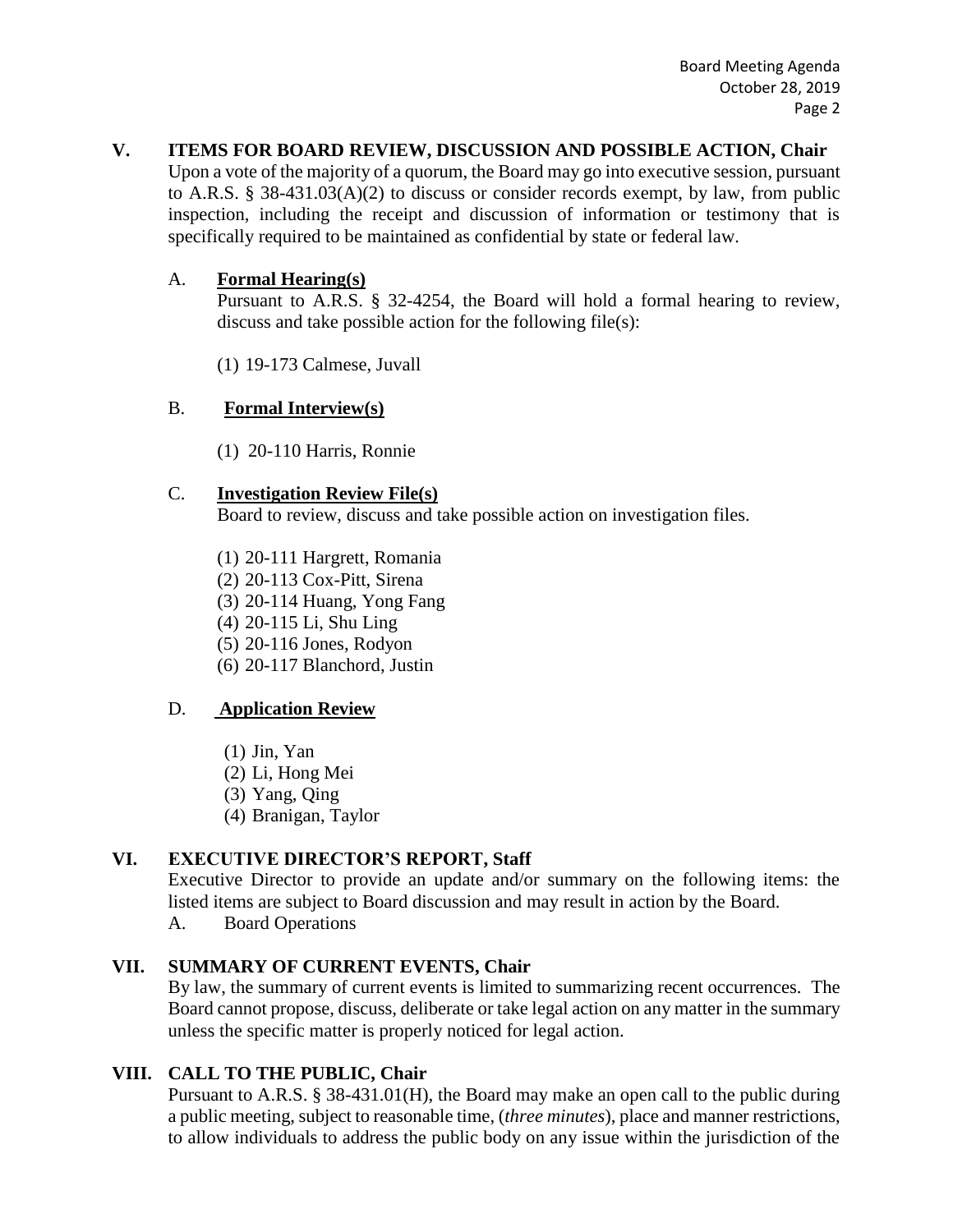## V. ITEMS FOR BOARD REVIEW, DISCUSSION AND POSSIBLE ACTION, Chair

Upon a vote of the majority of a quorum, the Board may go into executive session, pursuant to A.R.S. § 38-431.03(A)(2) to discuss or consider records exempt, by law, from public inspection, including the receipt and discussion of information or testimony that is specifically required to be maintained as confidential by state or federal law.

### A. Formal Hearing(s)

Pursuant to A.R.S. § 32-4254, the Board will hold a formal hearing to review, discuss and take possible action for the following file(s):

(1) 19-173 Calmese, Juvall

### B. Formal Interview(s)

(1) 20-110 Harris, Ronnie

### C. Investigation Review File(s)

Board to review, discuss and take possible action on investigation files.

(1) 20-111 Hargrett, Romania
(2) 20-113 Cox-Pitt, Sirena
(3) 20-114 Huang, Yong Fang
(4) 20-115 Li, Shu Ling
(5) 20-116 Jones, Rodyon
(6) 20-117 Blanchord, Justin

### D. Application Review

(1) Jin, Yan
(2) Li, Hong Mei
(3) Yang, Qing
(4) Branigan, Taylor

## VI. EXECUTIVE DIRECTOR'S REPORT, Staff

Executive Director to provide an update and/or summary on the following items: the listed items are subject to Board discussion and may result in action by the Board.

A. Board Operations

## VII. SUMMARY OF CURRENT EVENTS, Chair

By law, the summary of current events is limited to summarizing recent occurrences. The Board cannot propose, discuss, deliberate or take legal action on any matter in the summary unless the specific matter is properly noticed for legal action.

## VIII. CALL TO THE PUBLIC, Chair

Pursuant to A.R.S. § 38-431.01(H), the Board may make an open call to the public during a public meeting, subject to reasonable time, (*three minutes*), place and manner restrictions, to allow individuals to address the public body on any issue within the jurisdiction of the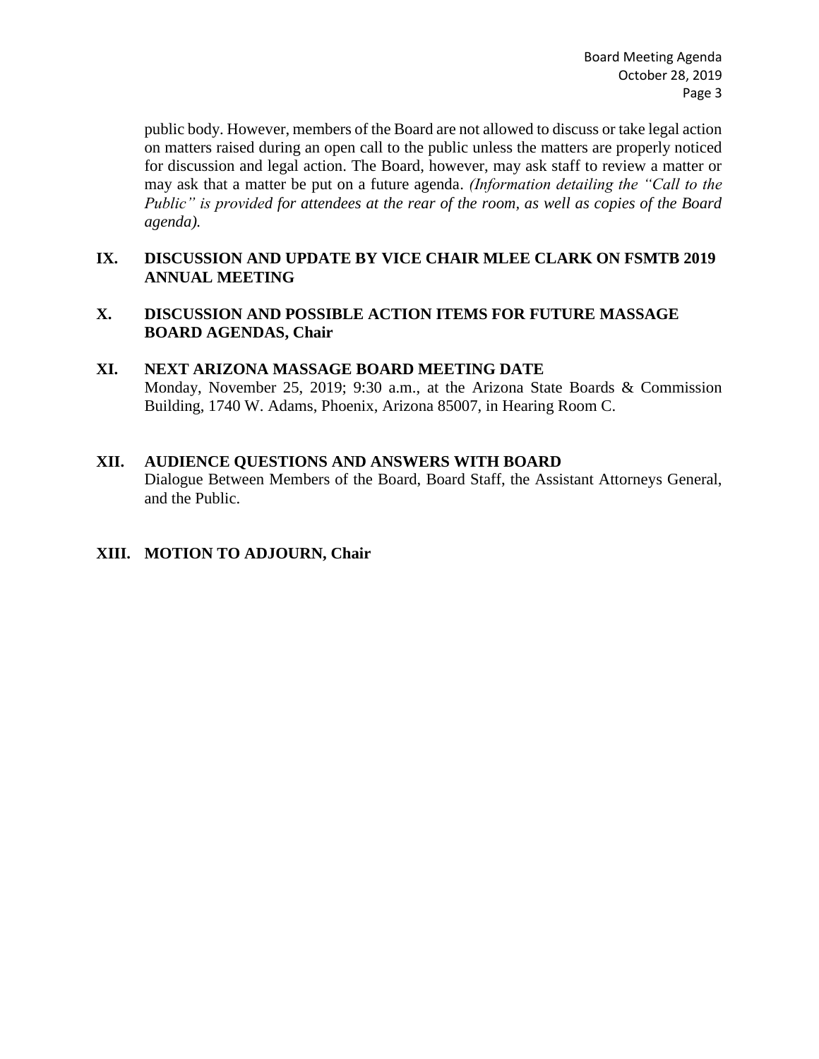public body. However, members of the Board are not allowed to discuss or take legal action on matters raised during an open call to the public unless the matters are properly noticed for discussion and legal action. The Board, however, may ask staff to review a matter or may ask that a matter be put on a future agenda. *(Information detailing the "Call to the Public" is provided for attendees at the rear of the room, as well as copies of the Board agenda).*

**IX. DISCUSSION AND UPDATE BY VICE CHAIR MLEE CLARK ON FSMTB 2019 ANNUAL MEETING**

**X. DISCUSSION AND POSSIBLE ACTION ITEMS FOR FUTURE MASSAGE BOARD AGENDAS, Chair**

**XI. NEXT ARIZONA MASSAGE BOARD MEETING DATE**

Monday, November 25, 2019; 9:30 a.m., at the Arizona State Boards & Commission Building, 1740 W. Adams, Phoenix, Arizona 85007, in Hearing Room C.

**XII. AUDIENCE QUESTIONS AND ANSWERS WITH BOARD**

Dialogue Between Members of the Board, Board Staff, the Assistant Attorneys General, and the Public.

**XIII. MOTION TO ADJOURN, Chair**